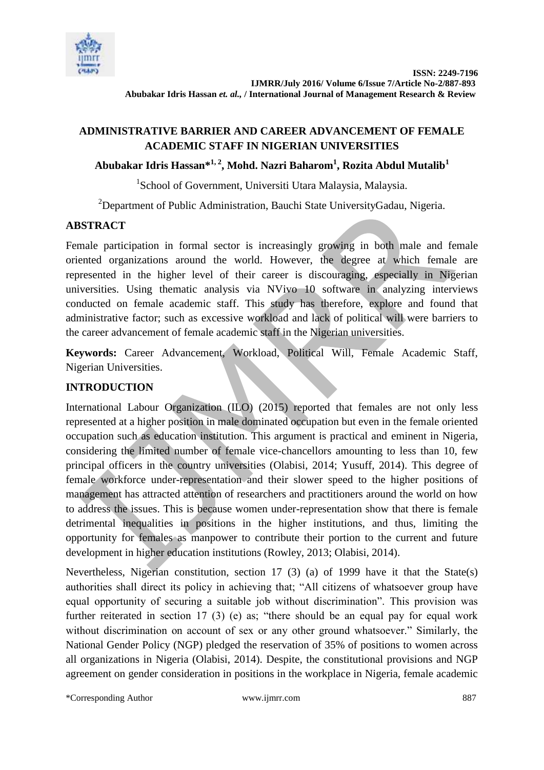# ADMINISTRATIVE BARRIER AND CAREER ADVANCEMENT OF FEMALE ACADEMIC STAFF IN NIGERIAN UNIVERSITIES

**Abubakar Idris Hassan*[1, 2], Mohd. Nazri Baharom[1], Rozita Abdul Mutalib[1]**

[1]School of Government, Universiti Utara Malaysia, Malaysia.

[2]Department of Public Administration, Bauchi State UniversityGadau, Nigeria.

## ABSTRACT

Female participation in formal sector is increasingly growing in both male and female oriented organizations around the world. However, the degree at which female are represented in the higher level of their career is discouraging, especially in Nigerian universities. Using thematic analysis via NVivo 10 software in analyzing interviews conducted on female academic staff. This study has therefore, explore and found that administrative factor; such as excessive workload and lack of political will were barriers to the career advancement of female academic staff in the Nigerian universities.

**Keywords:** Career Advancement, Workload, Political Will, Female Academic Staff, Nigerian Universities.

## INTRODUCTION

International Labour Organization (ILO) (2015) reported that females are not only less represented at a higher position in male dominated occupation but even in the female oriented occupation such as education institution. This argument is practical and eminent in Nigeria, considering the limited number of female vice-chancellors amounting to less than 10, few principal officers in the country universities (Olabisi, 2014; Yusuff, 2014). This degree of female workforce under-representation and their slower speed to the higher positions of management has attracted attention of researchers and practitioners around the world on how to address the issues. This is because women under-representation show that there is female detrimental inequalities in positions in the higher institutions, and thus, limiting the opportunity for females as manpower to contribute their portion to the current and future development in higher education institutions (Rowley, 2013; Olabisi, 2014).

Nevertheless, Nigerian constitution, section 17 (3) (a) of 1999 have it that the State(s) authorities shall direct its policy in achieving that; "All citizens of whatsoever group have equal opportunity of securing a suitable job without discrimination". This provision was further reiterated in section 17 (3) (e) as; "there should be an equal pay for equal work without discrimination on account of sex or any other ground whatsoever." Similarly, the National Gender Policy (NGP) pledged the reservation of 35% of positions to women across all organizations in Nigeria (Olabisi, 2014). Despite, the constitutional provisions and NGP agreement on gender consideration in positions in the workplace in Nigeria, female academic

*Corresponding Author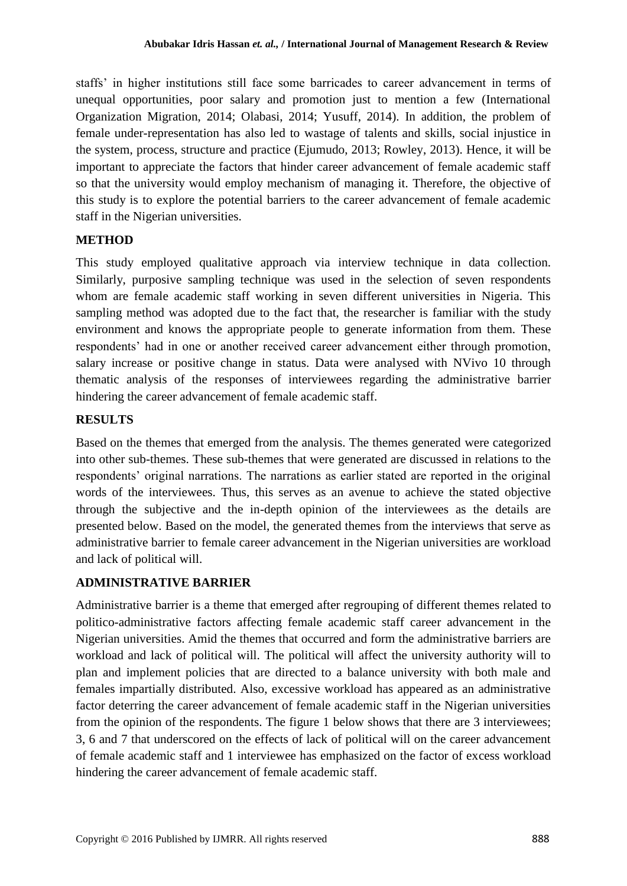staffs' in higher institutions still face some barricades to career advancement in terms of unequal opportunities, poor salary and promotion just to mention a few (International Organization Migration, 2014; Olabasi, 2014; Yusuff, 2014). In addition, the problem of female under-representation has also led to wastage of talents and skills, social injustice in the system, process, structure and practice (Ejumudo, 2013; Rowley, 2013). Hence, it will be important to appreciate the factors that hinder career advancement of female academic staff so that the university would employ mechanism of managing it. Therefore, the objective of this study is to explore the potential barriers to the career advancement of female academic staff in the Nigerian universities.

## METHOD

This study employed qualitative approach via interview technique in data collection. Similarly, purposive sampling technique was used in the selection of seven respondents whom are female academic staff working in seven different universities in Nigeria. This sampling method was adopted due to the fact that, the researcher is familiar with the study environment and knows the appropriate people to generate information from them. These respondents' had in one or another received career advancement either through promotion, salary increase or positive change in status. Data were analysed with NVivo 10 through thematic analysis of the responses of interviewees regarding the administrative barrier hindering the career advancement of female academic staff.

## RESULTS

Based on the themes that emerged from the analysis. The themes generated were categorized into other sub-themes. These sub-themes that were generated are discussed in relations to the respondents' original narrations. The narrations as earlier stated are reported in the original words of the interviewees. Thus, this serves as an avenue to achieve the stated objective through the subjective and the in-depth opinion of the interviewees as the details are presented below. Based on the model, the generated themes from the interviews that serve as administrative barrier to female career advancement in the Nigerian universities are workload and lack of political will.

## ADMINISTRATIVE BARRIER

Administrative barrier is a theme that emerged after regrouping of different themes related to politico-administrative factors affecting female academic staff career advancement in the Nigerian universities. Amid the themes that occurred and form the administrative barriers are workload and lack of political will. The political will affect the university authority will to plan and implement policies that are directed to a balance university with both male and females impartially distributed. Also, excessive workload has appeared as an administrative factor deterring the career advancement of female academic staff in the Nigerian universities from the opinion of the respondents. The figure 1 below shows that there are 3 interviewees; 3, 6 and 7 that underscored on the effects of lack of political will on the career advancement of female academic staff and 1 interviewee has emphasized on the factor of excess workload hindering the career advancement of female academic staff.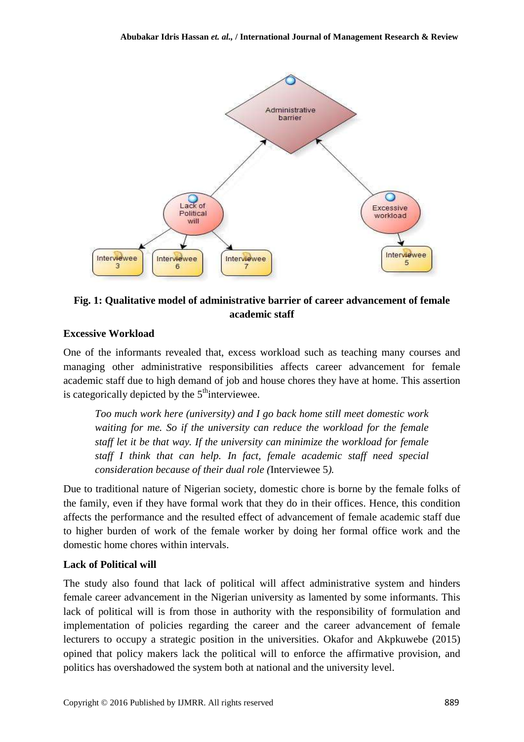**Fig. 1: Qualitative model of administrative barrier of career advancement of female academic staff**

### Excessive Workload

One of the informants revealed that, excess workload such as teaching many courses and managing other administrative responsibilities affects career advancement for female academic staff due to high demand of job and house chores they have at home. This assertion is categorically depicted by the 5th interviewee.

> *Too much work here (university) and I go back home still meet domestic work waiting for me. So if the university can reduce the workload for the female staff let it be that way. If the university can minimize the workload for female staff I think that can help. In fact, female academic staff need special consideration because of their dual role (*Interviewee 5*).*

Due to traditional nature of Nigerian society, domestic chore is borne by the female folks of the family, even if they have formal work that they do in their offices. Hence, this condition affects the performance and the resulted effect of advancement of female academic staff due to higher burden of work of the female worker by doing her formal office work and the domestic home chores within intervals.

### Lack of Political will

The study also found that lack of political will affect administrative system and hinders female career advancement in the Nigerian university as lamented by some informants. This lack of political will is from those in authority with the responsibility of formulation and implementation of policies regarding the career and the career advancement of female lecturers to occupy a strategic position in the universities. Okafor and Akpkuwebe (2015) opined that policy makers lack the political will to enforce the affirmative provision, and politics has overshadowed the system both at national and the university level.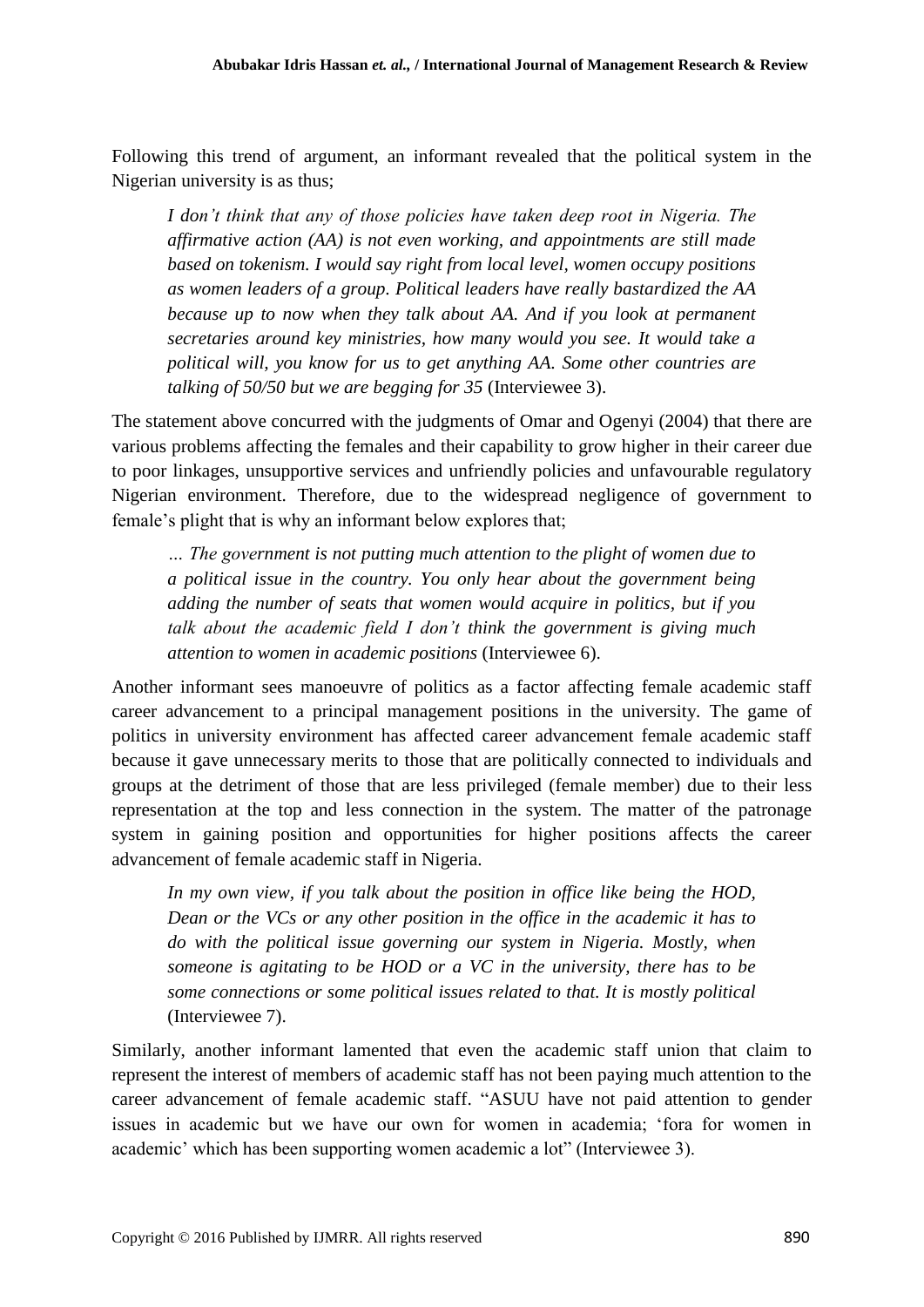Following this trend of argument, an informant revealed that the political system in the Nigerian university is as thus;

> *I don't think that any of those policies have taken deep root in Nigeria. The affirmative action (AA) is not even working, and appointments are still made based on tokenism. I would say right from local level, women occupy positions as women leaders of a group. Political leaders have really bastardized the AA because up to now when they talk about AA. And if you look at permanent secretaries around key ministries, how many would you see. It would take a political will, you know for us to get anything AA. Some other countries are talking of 50/50 but we are begging for 35* (Interviewee 3).

The statement above concurred with the judgments of Omar and Ogenyi (2004) that there are various problems affecting the females and their capability to grow higher in their career due to poor linkages, unsupportive services and unfriendly policies and unfavourable regulatory Nigerian environment. Therefore, due to the widespread negligence of government to female's plight that is why an informant below explores that;

> *… The government is not putting much attention to the plight of women due to a political issue in the country. You only hear about the government being adding the number of seats that women would acquire in politics, but if you talk about the academic field I don't think the government is giving much attention to women in academic positions* (Interviewee 6).

Another informant sees manoeuvre of politics as a factor affecting female academic staff career advancement to a principal management positions in the university. The game of politics in university environment has affected career advancement female academic staff because it gave unnecessary merits to those that are politically connected to individuals and groups at the detriment of those that are less privileged (female member) due to their less representation at the top and less connection in the system. The matter of the patronage system in gaining position and opportunities for higher positions affects the career advancement of female academic staff in Nigeria.

> *In my own view, if you talk about the position in office like being the HOD, Dean or the VCs or any other position in the office in the academic it has to do with the political issue governing our system in Nigeria. Mostly, when someone is agitating to be HOD or a VC in the university, there has to be some connections or some political issues related to that. It is mostly political* (Interviewee 7).

Similarly, another informant lamented that even the academic staff union that claim to represent the interest of members of academic staff has not been paying much attention to the career advancement of female academic staff. "ASUU have not paid attention to gender issues in academic but we have our own for women in academia; 'fora for women in academic' which has been supporting women academic a lot" (Interviewee 3).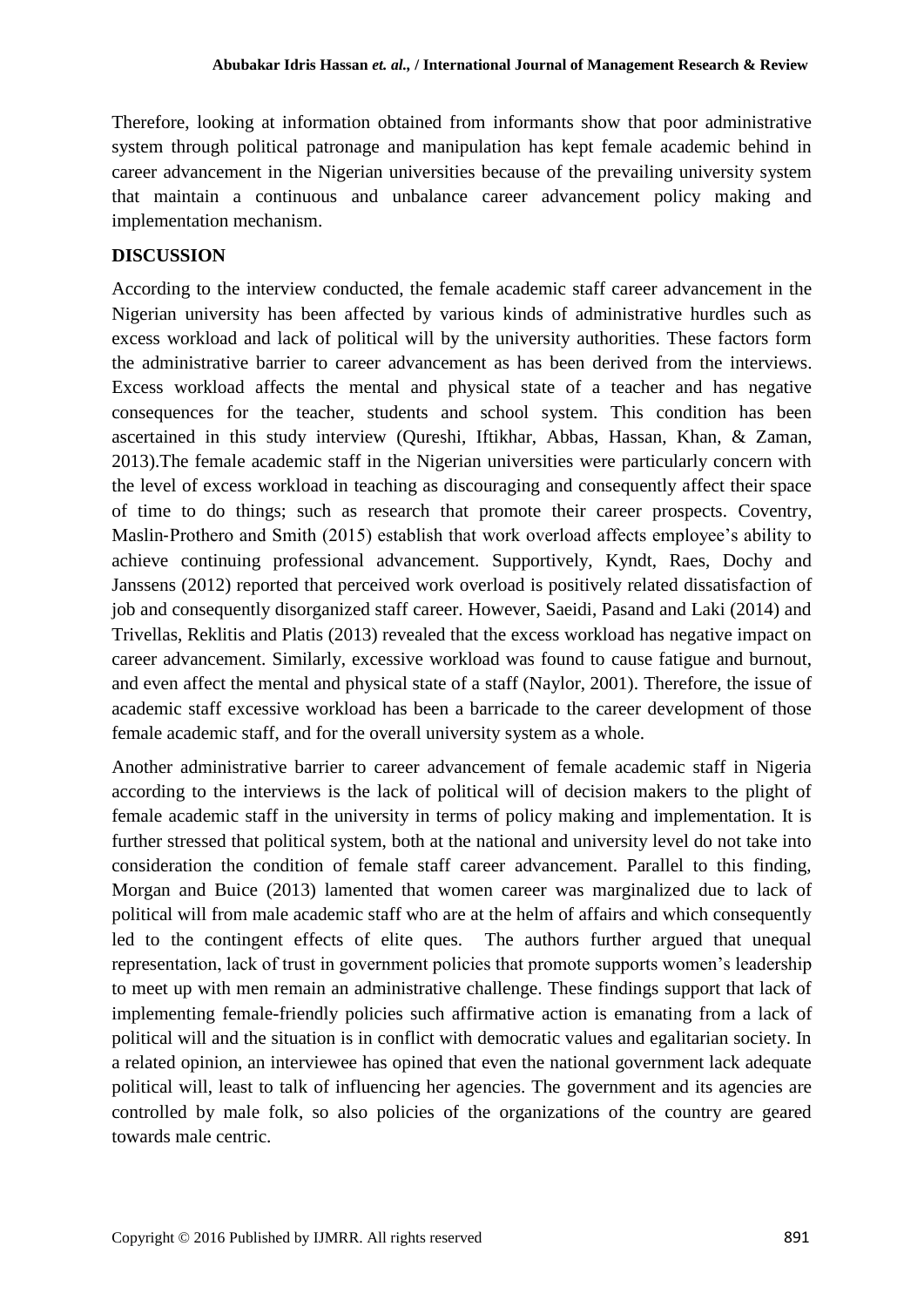Therefore, looking at information obtained from informants show that poor administrative system through political patronage and manipulation has kept female academic behind in career advancement in the Nigerian universities because of the prevailing university system that maintain a continuous and unbalance career advancement policy making and implementation mechanism.

## DISCUSSION

According to the interview conducted, the female academic staff career advancement in the Nigerian university has been affected by various kinds of administrative hurdles such as excess workload and lack of political will by the university authorities. These factors form the administrative barrier to career advancement as has been derived from the interviews. Excess workload affects the mental and physical state of a teacher and has negative consequences for the teacher, students and school system. This condition has been ascertained in this study interview (Qureshi, Iftikhar, Abbas, Hassan, Khan, & Zaman, 2013).The female academic staff in the Nigerian universities were particularly concern with the level of excess workload in teaching as discouraging and consequently affect their space of time to do things; such as research that promote their career prospects. Coventry, Maslin‐Prothero and Smith (2015) establish that work overload affects employee's ability to achieve continuing professional advancement. Supportively, Kyndt, Raes, Dochy and Janssens (2012) reported that perceived work overload is positively related dissatisfaction of job and consequently disorganized staff career. However, Saeidi, Pasand and Laki (2014) and Trivellas, Reklitis and Platis (2013) revealed that the excess workload has negative impact on career advancement. Similarly, excessive workload was found to cause fatigue and burnout, and even affect the mental and physical state of a staff (Naylor, 2001). Therefore, the issue of academic staff excessive workload has been a barricade to the career development of those female academic staff, and for the overall university system as a whole.

Another administrative barrier to career advancement of female academic staff in Nigeria according to the interviews is the lack of political will of decision makers to the plight of female academic staff in the university in terms of policy making and implementation. It is further stressed that political system, both at the national and university level do not take into consideration the condition of female staff career advancement. Parallel to this finding, Morgan and Buice (2013) lamented that women career was marginalized due to lack of political will from male academic staff who are at the helm of affairs and which consequently led to the contingent effects of elite ques. The authors further argued that unequal representation, lack of trust in government policies that promote supports women's leadership to meet up with men remain an administrative challenge. These findings support that lack of implementing female-friendly policies such affirmative action is emanating from a lack of political will and the situation is in conflict with democratic values and egalitarian society. In a related opinion, an interviewee has opined that even the national government lack adequate political will, least to talk of influencing her agencies. The government and its agencies are controlled by male folk, so also policies of the organizations of the country are geared towards male centric.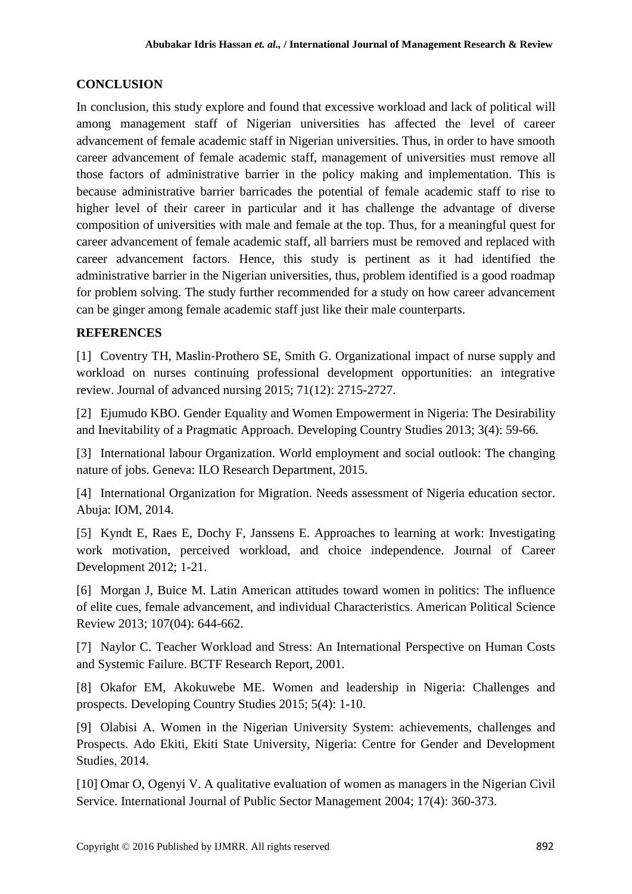## CONCLUSION

In conclusion, this study explore and found that excessive workload and lack of political will among management staff of Nigerian universities has affected the level of career advancement of female academic staff in Nigerian universities. Thus, in order to have smooth career advancement of female academic staff, management of universities must remove all those factors of administrative barrier in the policy making and implementation. This is because administrative barrier barricades the potential of female academic staff to rise to higher level of their career in particular and it has challenge the advantage of diverse composition of universities with male and female at the top. Thus, for a meaningful quest for career advancement of female academic staff, all barriers must be removed and replaced with career advancement factors. Hence, this study is pertinent as it had identified the administrative barrier in the Nigerian universities, thus, problem identified is a good roadmap for problem solving. The study further recommended for a study on how career advancement can be ginger among female academic staff just like their male counterparts.

## REFERENCES

[1] Coventry TH, Maslin-Prothero SE, Smith G. Organizational impact of nurse supply and workload on nurses continuing professional development opportunities: an integrative review. Journal of advanced nursing 2015; 71(12): 2715-2727.

[2] Ejumudo KBO. Gender Equality and Women Empowerment in Nigeria: The Desirability and Inevitability of a Pragmatic Approach. Developing Country Studies 2013; 3(4): 59-66.

[3] International labour Organization. World employment and social outlook: The changing nature of jobs. Geneva: ILO Research Department, 2015.

[4] International Organization for Migration. Needs assessment of Nigeria education sector. Abuja: IOM, 2014.

[5] Kyndt E, Raes E, Dochy F, Janssens E. Approaches to learning at work: Investigating work motivation, perceived workload, and choice independence. Journal of Career Development 2012; 1-21.

[6] Morgan J, Buice M. Latin American attitudes toward women in politics: The influence of elite cues, female advancement, and individual Characteristics. American Political Science Review 2013; 107(04): 644-662.

[7] Naylor C. Teacher Workload and Stress: An International Perspective on Human Costs and Systemic Failure. BCTF Research Report, 2001.

[8] Okafor EM, Akokuwebe ME. Women and leadership in Nigeria: Challenges and prospects. Developing Country Studies 2015; 5(4): 1-10.

[9] Olabisi A. Women in the Nigerian University System: achievements, challenges and Prospects. Ado Ekiti, Ekiti State University, Nigeria: Centre for Gender and Development Studies, 2014.

[10] Omar O, Ogenyi V. A qualitative evaluation of women as managers in the Nigerian Civil Service. International Journal of Public Sector Management 2004; 17(4): 360-373.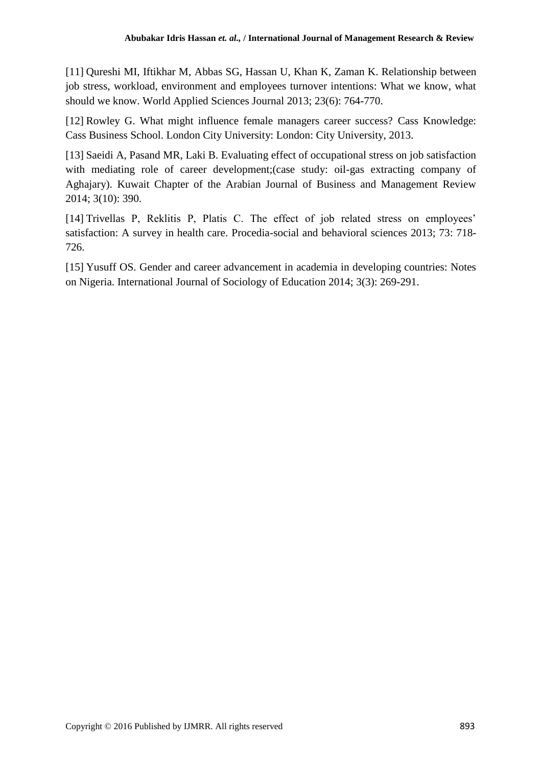[11] Qureshi MI, Iftikhar M, Abbas SG, Hassan U, Khan K, Zaman K. Relationship between job stress, workload, environment and employees turnover intentions: What we know, what should we know. World Applied Sciences Journal 2013; 23(6): 764-770.

[12] Rowley G. What might influence female managers career success? Cass Knowledge: Cass Business School. London City University: London: City University, 2013.

[13] Saeidi A, Pasand MR, Laki B. Evaluating effect of occupational stress on job satisfaction with mediating role of career development;(case study: oil-gas extracting company of Aghajary). Kuwait Chapter of the Arabian Journal of Business and Management Review 2014; 3(10): 390.

[14] Trivellas P, Reklitis P, Platis C. The effect of job related stress on employees' satisfaction: A survey in health care. Procedia-social and behavioral sciences 2013; 73: 718-726.

[15] Yusuff OS. Gender and career advancement in academia in developing countries: Notes on Nigeria. International Journal of Sociology of Education 2014; 3(3): 269-291.